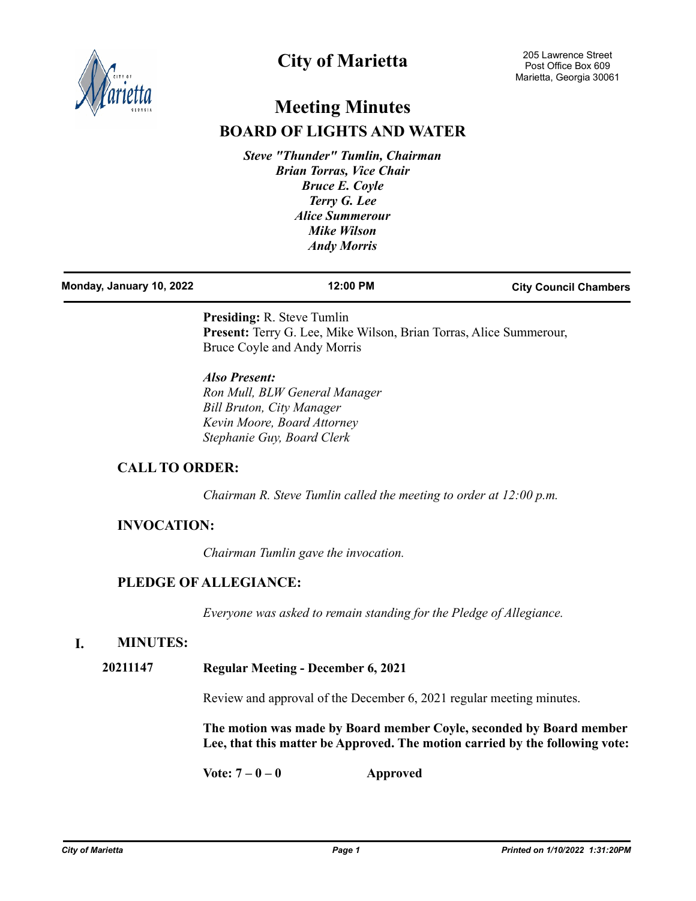# City of Marietta

205 Lawrence Street
Post Office Box 609
Marietta, Georgia 30061

## Meeting Minutes
## BOARD OF LIGHTS AND WATER

*Steve "Thunder" Tumlin, Chairman*
*Brian Torras, Vice Chair*
*Bruce E. Coyle*
*Terry G. Lee*
*Alice Summerour*
*Mike Wilson*
*Andy Morris*

**Monday, January 10, 2022** | **12:00 PM** | **City Council Chambers**

**Presiding:** R. Steve Tumlin
**Present:** Terry G. Lee, Mike Wilson, Brian Torras, Alice Summerour, Bruce Coyle and Andy Morris

***Also Present:***
*Ron Mull, BLW General Manager*
*Bill Bruton, City Manager*
*Kevin Moore, Board Attorney*
*Stephanie Guy, Board Clerk*

### CALL TO ORDER:

*Chairman R. Steve Tumlin called the meeting to order at 12:00 p.m.*

### INVOCATION:

*Chairman Tumlin gave the invocation.*

### PLEDGE OF ALLEGIANCE:

*Everyone was asked to remain standing for the Pledge of Allegiance.*

### I. MINUTES:

**20211147 Regular Meeting - December 6, 2021**

Review and approval of the December 6, 2021 regular meeting minutes.

**The motion was made by Board member Coyle, seconded by Board member Lee, that this matter be Approved. The motion carried by the following vote:**

**Vote: 7 – 0 – 0 Approved**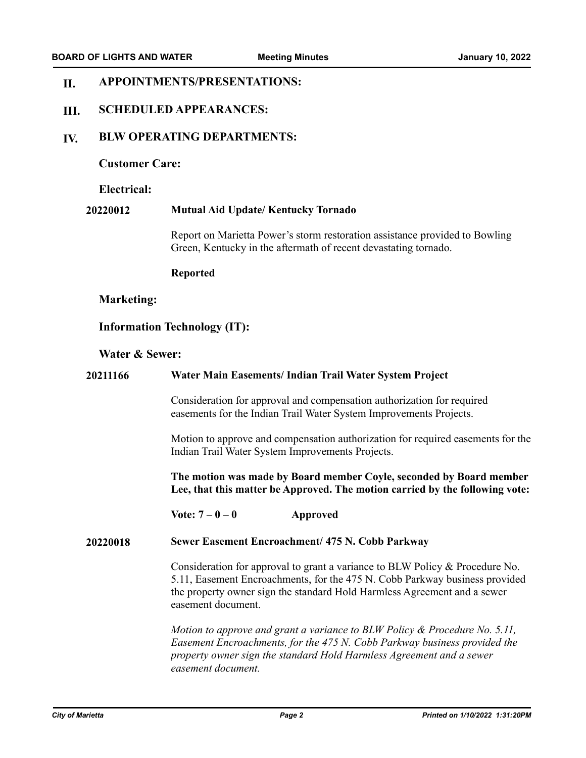## II. APPOINTMENTS/PRESENTATIONS:

## III. SCHEDULED APPEARANCES:

## IV. BLW OPERATING DEPARTMENTS:

### Customer Care:

### Electrical:

**20220012** **Mutual Aid Update/ Kentucky Tornado**

Report on Marietta Power's storm restoration assistance provided to Bowling Green, Kentucky in the aftermath of recent devastating tornado.

**Reported**

### Marketing:

### Information Technology (IT):

### Water & Sewer:

**20211166** **Water Main Easements/ Indian Trail Water System Project**

Consideration for approval and compensation authorization for required easements for the Indian Trail Water System Improvements Projects.

Motion to approve and compensation authorization for required easements for the Indian Trail Water System Improvements Projects.

**The motion was made by Board member Coyle, seconded by Board member Lee, that this matter be Approved. The motion carried by the following vote:**

**Vote: 7 – 0 – 0** **Approved**

**20220018** **Sewer Easement Encroachment/ 475 N. Cobb Parkway**

Consideration for approval to grant a variance to BLW Policy & Procedure No. 5.11, Easement Encroachments, for the 475 N. Cobb Parkway business provided the property owner sign the standard Hold Harmless Agreement and a sewer easement document.

*Motion to approve and grant a variance to BLW Policy & Procedure No. 5.11, Easement Encroachments, for the 475 N. Cobb Parkway business provided the property owner sign the standard Hold Harmless Agreement and a sewer easement document.*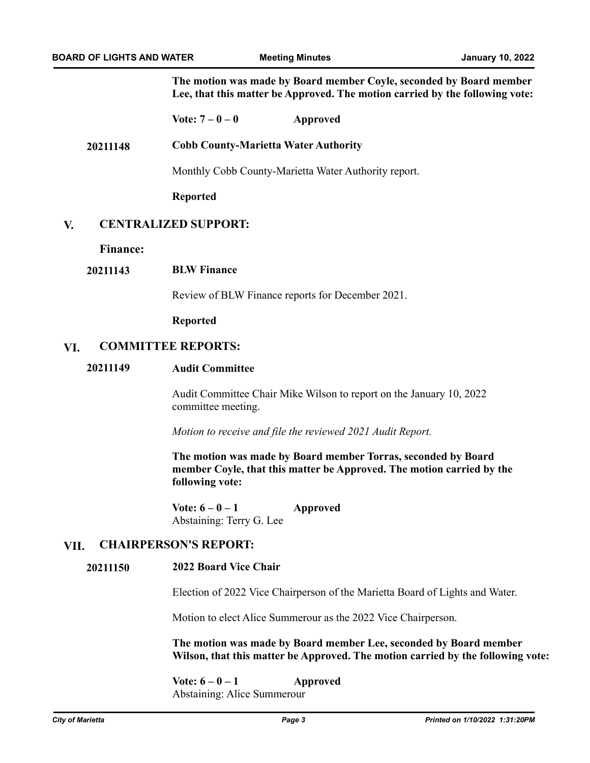**The motion was made by Board member Coyle, seconded by Board member Lee, that this matter be Approved. The motion carried by the following vote:**

**Vote: 7 – 0 – 0 Approved**

**20211148 Cobb County-Marietta Water Authority**

Monthly Cobb County-Marietta Water Authority report.

**Reported**

## V. CENTRALIZED SUPPORT:

### Finance:

**20211143 BLW Finance**

Review of BLW Finance reports for December 2021.

**Reported**

## VI. COMMITTEE REPORTS:

**20211149 Audit Committee**

Audit Committee Chair Mike Wilson to report on the January 10, 2022 committee meeting.

*Motion to receive and file the reviewed 2021 Audit Report.*

**The motion was made by Board member Torras, seconded by Board member Coyle, that this matter be Approved. The motion carried by the following vote:**

**Vote: 6 – 0 – 1 Approved**
Abstaining: Terry G. Lee

## VII. CHAIRPERSON'S REPORT:

**20211150 2022 Board Vice Chair**

Election of 2022 Vice Chairperson of the Marietta Board of Lights and Water.

Motion to elect Alice Summerour as the 2022 Vice Chairperson.

**The motion was made by Board member Lee, seconded by Board member Wilson, that this matter be Approved. The motion carried by the following vote:**

**Vote: 6 – 0 – 1 Approved**
Abstaining: Alice Summerour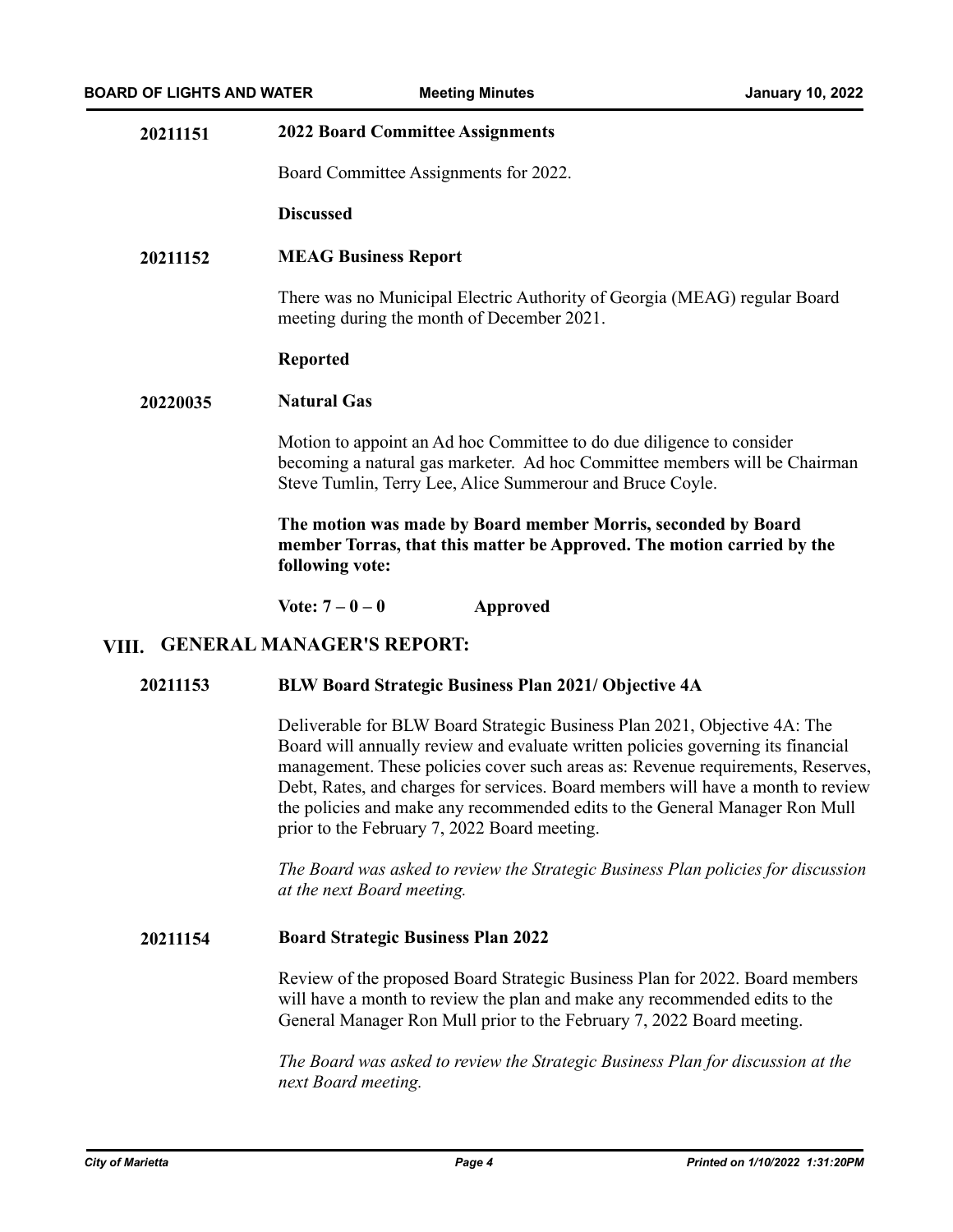**20211151** **2022 Board Committee Assignments**

Board Committee Assignments for 2022.

**Discussed**

**20211152** **MEAG Business Report**

There was no Municipal Electric Authority of Georgia (MEAG) regular Board meeting during the month of December 2021.

**Reported**

**20220035** **Natural Gas**

Motion to appoint an Ad hoc Committee to do due diligence to consider becoming a natural gas marketer. Ad hoc Committee members will be Chairman Steve Tumlin, Terry Lee, Alice Summerour and Bruce Coyle.

**The motion was made by Board member Morris, seconded by Board member Torras, that this matter be Approved. The motion carried by the following vote:**

**Vote: 7 – 0 – 0** **Approved**

## VIII. GENERAL MANAGER'S REPORT:

**20211153** **BLW Board Strategic Business Plan 2021/ Objective 4A**

Deliverable for BLW Board Strategic Business Plan 2021, Objective 4A: The Board will annually review and evaluate written policies governing its financial management. These policies cover such areas as: Revenue requirements, Reserves, Debt, Rates, and charges for services. Board members will have a month to review the policies and make any recommended edits to the General Manager Ron Mull prior to the February 7, 2022 Board meeting.

*The Board was asked to review the Strategic Business Plan policies for discussion at the next Board meeting.*

**20211154** **Board Strategic Business Plan 2022**

Review of the proposed Board Strategic Business Plan for 2022. Board members will have a month to review the plan and make any recommended edits to the General Manager Ron Mull prior to the February 7, 2022 Board meeting.

*The Board was asked to review the Strategic Business Plan for discussion at the next Board meeting.*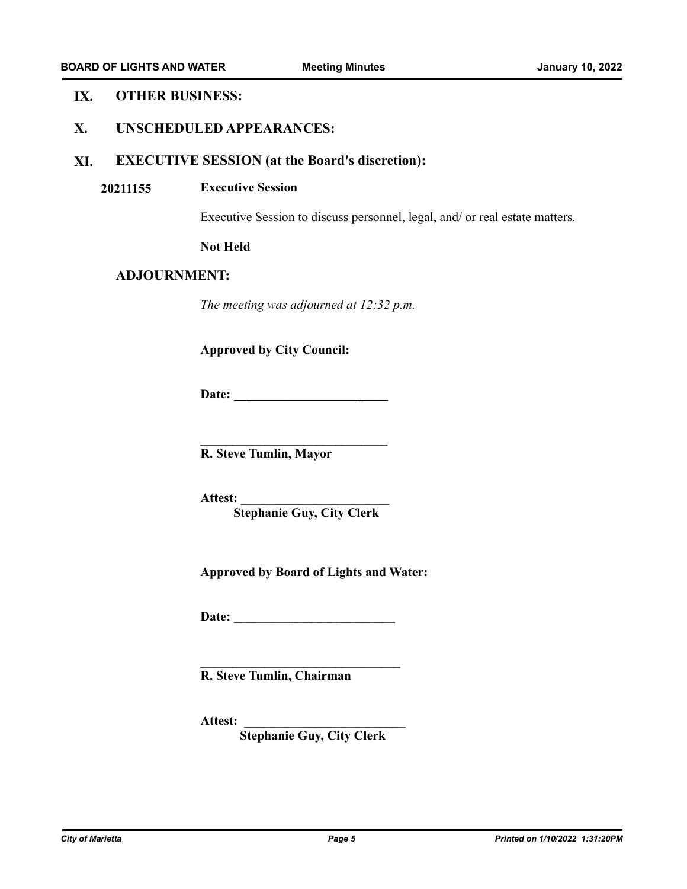## IX. OTHER BUSINESS:

## X. UNSCHEDULED APPEARANCES:

## XI. EXECUTIVE SESSION (at the Board's discretion):

**20211155** **Executive Session**

Executive Session to discuss personnel, legal, and/ or real estate matters.

**Not Held**

### ADJOURNMENT:

*The meeting was adjourned at 12:32 p.m.*

**Approved by City Council:**

**Date: ________________________**

**______________________________**
**R. Steve Tumlin, Mayor**

**Attest: _______________________**
**Stephanie Guy, City Clerk**

**Approved by Board of Lights and Water:**

**Date: _________________________**

**________________________________**
**R. Steve Tumlin, Chairman**

**Attest: _________________________**
**Stephanie Guy, City Clerk**